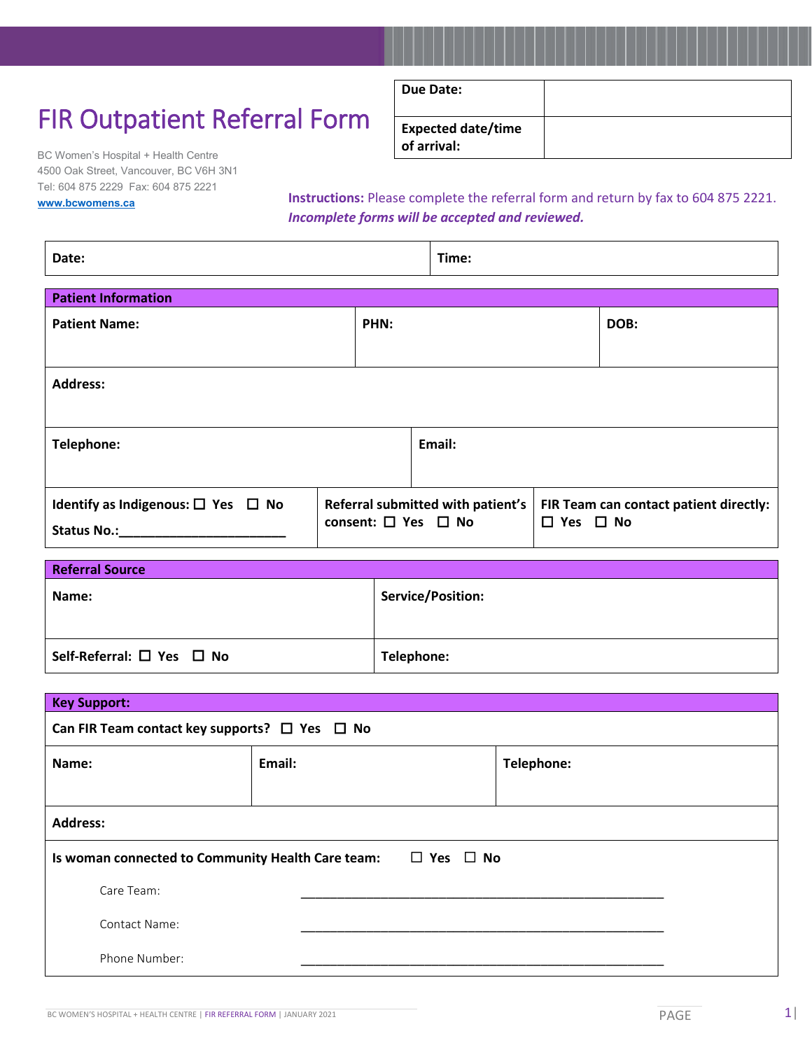# FIR Outpatient Referral Form

| Due Date: | |
|---|---|
| Expected date/time of arrival: | |

BC Women's Hospital + Health Centre
4500 Oak Street, Vancouver, BC V6H 3N1
Tel: 604 875 2229 Fax: 604 875 2221
www.bcwomens.ca

**Instructions:** Please complete the referral form and return by fax to 604 875 2221.
***Incomplete forms will be accepted and reviewed.***

| Date: | Time: |
|---|---|

## Patient Information

| Patient Name: | PHN: | DOB: |
|---|---|---|
| Address: | | |
| Telephone: | Email: | |
| Identify as Indigenous: ☐ Yes ☐ No<br>Status No.:_______________________ | Referral submitted with patient's consent: ☐ Yes ☐ No | FIR Team can contact patient directly: ☐ Yes ☐ No |

## Referral Source

| Name: | Service/Position: |
|---|---|
| Self-Referral: ☐ Yes ☐ No | Telephone: |

## Key Support:

Can FIR Team contact key supports? ☐ Yes ☐ No

| Name: | Email: | Telephone: |
|---|---|---|
| Address: | | |

**Is woman connected to Community Health Care team:** ☐ Yes ☐ No

Care Team: ____________________________________________________

Contact Name: ____________________________________________________

Phone Number: ____________________________________________________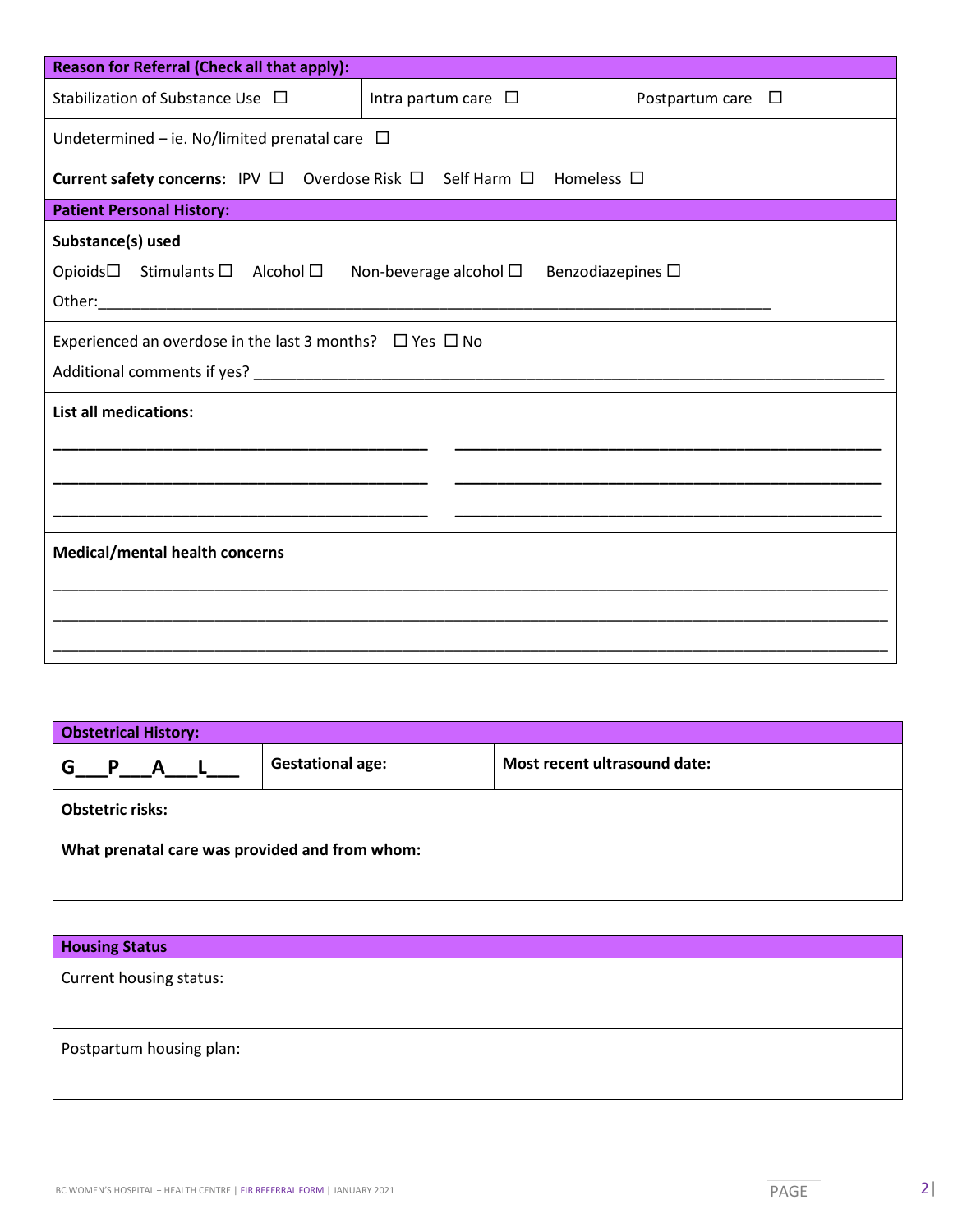| Reason for Referral (Check all that apply): | | |
|---|---|---|
| Stabilization of Substance Use ☐ | Intra partum care ☐ | Postpartum care ☐ |
| Undetermined – ie. No/limited prenatal care ☐ | | |
| **Current safety concerns:** IPV ☐ Overdose Risk ☐ Self Harm ☐ Homeless ☐ | | |

| Patient Personal History: |
|---|
| **Substance(s) used**<br>Opioids☐ Stimulants ☐ Alcohol ☐ Non-beverage alcohol ☐ Benzodiazepines ☐<br>Other:____________________________________________________________________________ |
| Experienced an overdose in the last 3 months? ☐ Yes ☐ No<br>Additional comments if yes? ____________________________________________________________________ |
| **List all medications:**<br>__________________________________________ __________________________________________<br>__________________________________________ __________________________________________<br>__________________________________________ __________________________________________ |
| **Medical/mental health concerns**<br>______________________________________________________________________________________<br>______________________________________________________________________________________<br>______________________________________________________________________________________ |

| Obstetrical History: | | |
|---|---|---|
| **G___P___A___L___** | **Gestational age:** | **Most recent ultrasound date:** |
| **Obstetric risks:** | | |
| **What prenatal care was provided and from whom:** | | |

| Housing Status |
|---|
| Current housing status: |
| Postpartum housing plan: |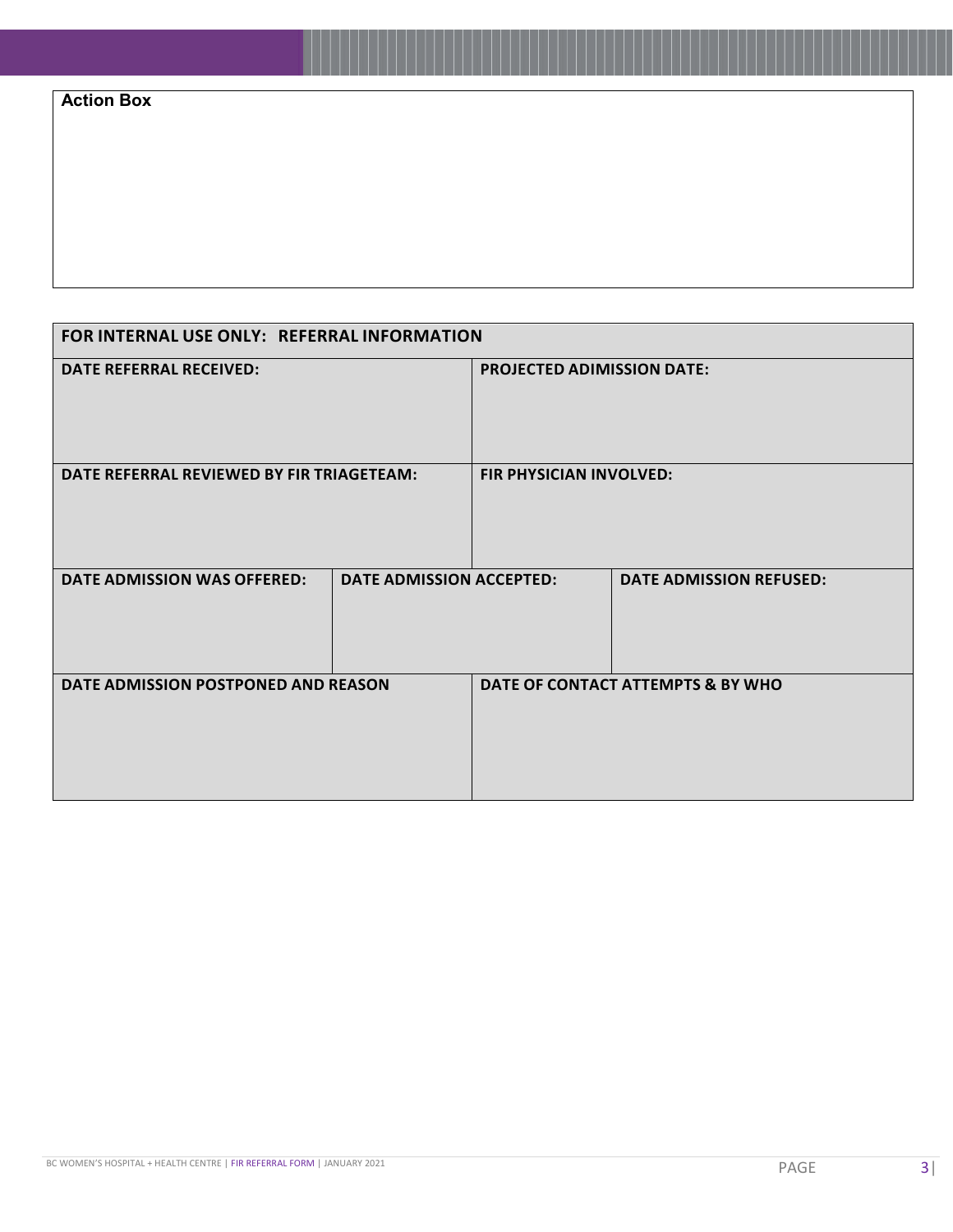**Action Box**

| FOR INTERNAL USE ONLY: REFERRAL INFORMATION | | |
|---|---|---|
| DATE REFERRAL RECEIVED: | | PROJECTED ADIMISSION DATE: |
| DATE REFERRAL REVIEWED BY FIR TRIAGETEAM: | | FIR PHYSICIAN INVOLVED: |
| DATE ADMISSION WAS OFFERED: | DATE ADMISSION ACCEPTED: | DATE ADMISSION REFUSED: |
| DATE ADMISSION POSTPONED AND REASON | | DATE OF CONTACT ATTEMPTS & BY WHO |